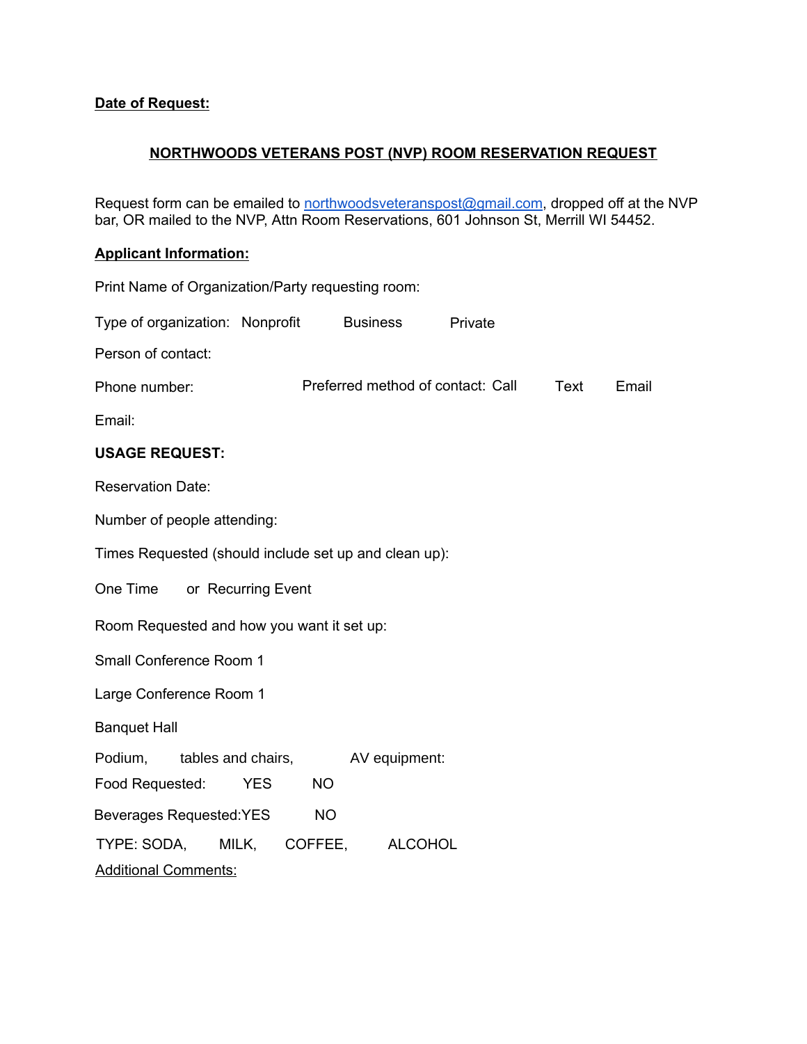**<u>Date of Request:</u>**

## <u>NORTHWOODS VETERANS POST (NVP) ROOM RESERVATION REQUEST</u>

Request form can be emailed to northwoodsveteranspost@gmail.com, dropped off at the NVP bar, OR mailed to the NVP, Attn Room Reservations, 601 Johnson St, Merrill WI 54452.

**<u>Applicant Information:</u>**

Print Name of Organization/Party requesting room:

Type of organization: Nonprofit Business Private

Person of contact:

Phone number: Preferred method of contact: Call Text Email

Email:

**USAGE REQUEST:**

Reservation Date:

Number of people attending:

Times Requested (should include set up and clean up):

One Time or Recurring Event

Room Requested and how you want it set up:

Small Conference Room 1

Large Conference Room 1

Banquet Hall

Podium, tables and chairs, AV equipment:

Food Requested: YES NO

Beverages Requested: YES NO

TYPE: SODA, MILK, COFFEE, ALCOHOL

<u>Additional Comments:</u>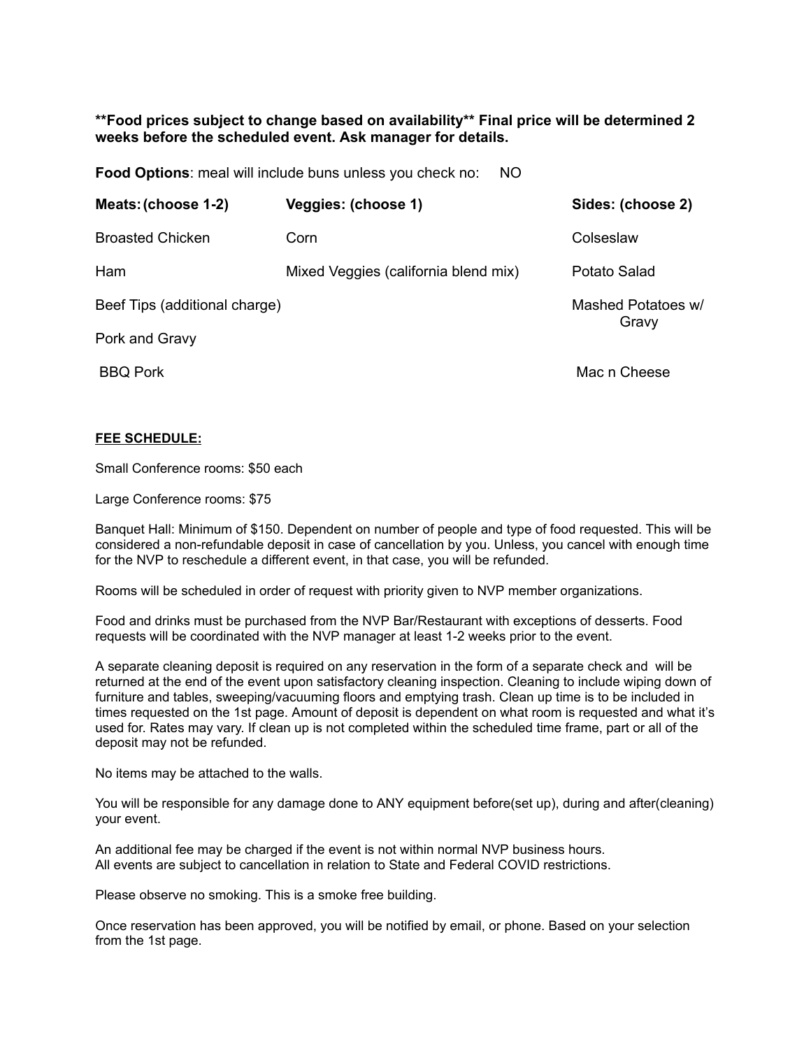**\*\*Food prices subject to change based on availability\*\* Final price will be determined 2 weeks before the scheduled event. Ask manager for details.**

**Food Options**: meal will include buns unless you check no: NO

| **Meats: (choose 1-2)** | **Veggies: (choose 1)** | **Sides: (choose 2)** |
|---|---|---|
| Broasted Chicken | Corn | Colseslaw |
| Ham | Mixed Veggies (california blend mix) | Potato Salad |
| Beef Tips (additional charge) | | Mashed Potatoes w/ Gravy |
| Pork and Gravy | | |
| BBQ Pork | | Mac n Cheese |

**<u>FEE SCHEDULE:</u>**

Small Conference rooms: $50 each

Large Conference rooms: $75

Banquet Hall: Minimum of $150. Dependent on number of people and type of food requested. This will be considered a non-refundable deposit in case of cancellation by you. Unless, you cancel with enough time for the NVP to reschedule a different event, in that case, you will be refunded.

Rooms will be scheduled in order of request with priority given to NVP member organizations.

Food and drinks must be purchased from the NVP Bar/Restaurant with exceptions of desserts. Food requests will be coordinated with the NVP manager at least 1-2 weeks prior to the event.

A separate cleaning deposit is required on any reservation in the form of a separate check and will be returned at the end of the event upon satisfactory cleaning inspection. Cleaning to include wiping down of furniture and tables, sweeping/vacuuming floors and emptying trash. Clean up time is to be included in times requested on the 1st page. Amount of deposit is dependent on what room is requested and what it's used for. Rates may vary. If clean up is not completed within the scheduled time frame, part or all of the deposit may not be refunded.

No items may be attached to the walls.

You will be responsible for any damage done to ANY equipment before(set up), during and after(cleaning) your event.

An additional fee may be charged if the event is not within normal NVP business hours.
All events are subject to cancellation in relation to State and Federal COVID restrictions.

Please observe no smoking. This is a smoke free building.

Once reservation has been approved, you will be notified by email, or phone. Based on your selection from the 1st page.